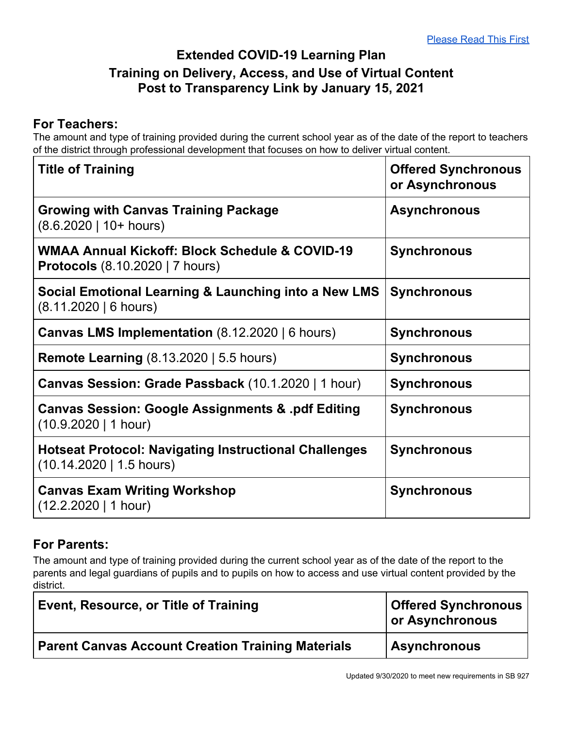[Please Read This First]

# Extended COVID-19 Learning Plan
## Training on Delivery, Access, and Use of Virtual Content
## Post to Transparency Link by January 15, 2021

### For Teachers:

The amount and type of training provided during the current school year as of the date of the report to teachers of the district through professional development that focuses on how to deliver virtual content.

| Title of Training | Offered Synchronous or Asynchronous |
|---|---|
| **Growing with Canvas Training Package** (8.6.2020 \| 10+ hours) | **Asynchronous** |
| **WMAA Annual Kickoff: Block Schedule & COVID-19 Protocols** (8.10.2020 \| 7 hours) | **Synchronous** |
| **Social Emotional Learning & Launching into a New LMS** (8.11.2020 \| 6 hours) | **Synchronous** |
| **Canvas LMS Implementation** (8.12.2020 \| 6 hours) | **Synchronous** |
| **Remote Learning** (8.13.2020 \| 5.5 hours) | **Synchronous** |
| **Canvas Session: Grade Passback** (10.1.2020 \| 1 hour) | **Synchronous** |
| **Canvas Session: Google Assignments & .pdf Editing** (10.9.2020 \| 1 hour) | **Synchronous** |
| **Hotseat Protocol: Navigating Instructional Challenges** (10.14.2020 \| 1.5 hours) | **Synchronous** |
| **Canvas Exam Writing Workshop** (12.2.2020 \| 1 hour) | **Synchronous** |

### For Parents:

The amount and type of training provided during the current school year as of the date of the report to the parents and legal guardians of pupils and to pupils on how to access and use virtual content provided by the district.

| Event, Resource, or Title of Training | Offered Synchronous or Asynchronous |
|---|---|
| **Parent Canvas Account Creation Training Materials** | **Asynchronous** |

Updated 9/30/2020 to meet new requirements in SB 927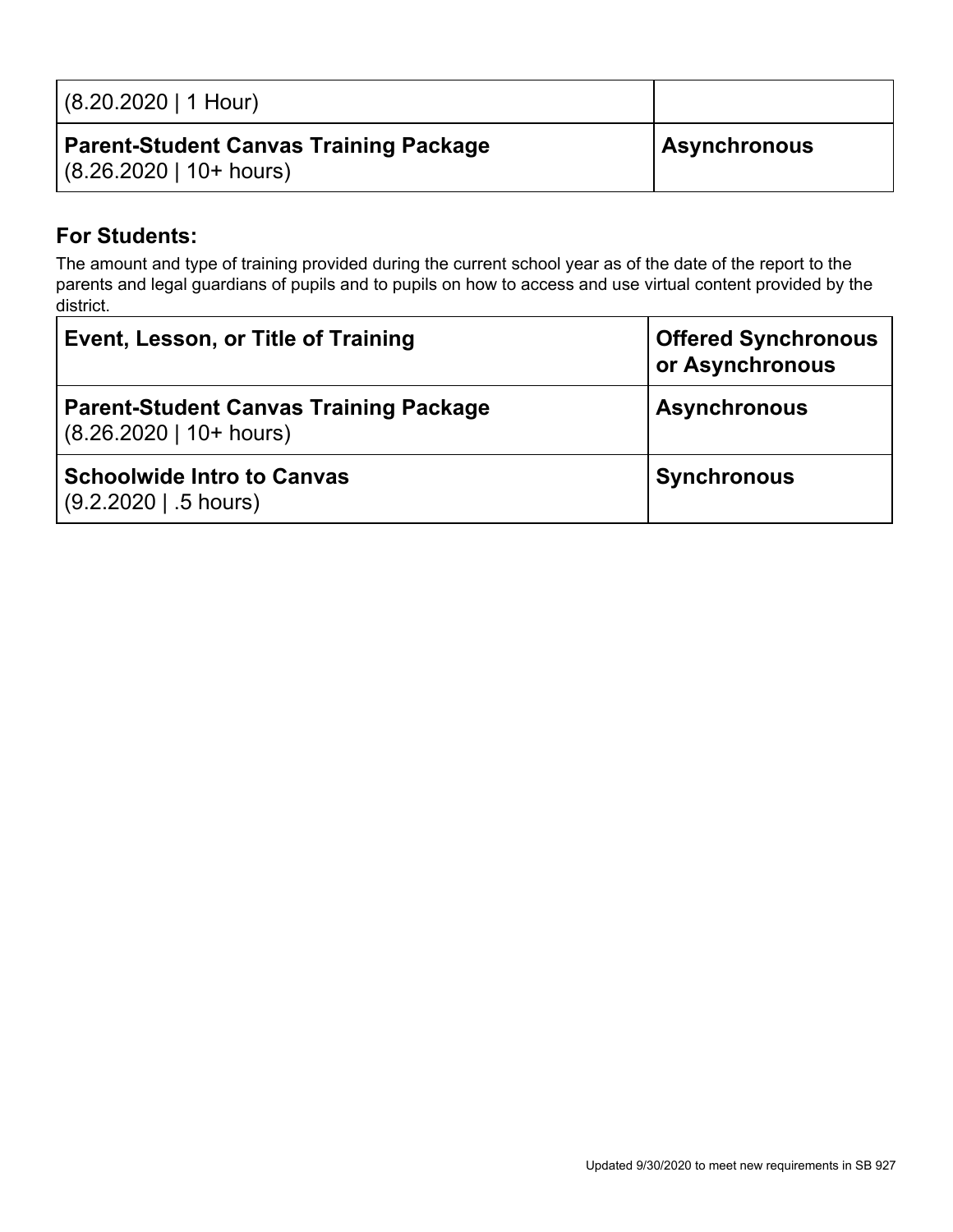| | |
|---|---|
| (8.20.2020 \| 1 Hour) | |
| **Parent-Student Canvas Training Package** (8.26.2020 \| 10+ hours) | **Asynchronous** |

### For Students:

The amount and type of training provided during the current school year as of the date of the report to the parents and legal guardians of pupils and to pupils on how to access and use virtual content provided by the district.

| Event, Lesson, or Title of Training | Offered Synchronous or Asynchronous |
|---|---|
| **Parent-Student Canvas Training Package** (8.26.2020 \| 10+ hours) | **Asynchronous** |
| **Schoolwide Intro to Canvas** (9.2.2020 \| .5 hours) | **Synchronous** |

Updated 9/30/2020 to meet new requirements in SB 927